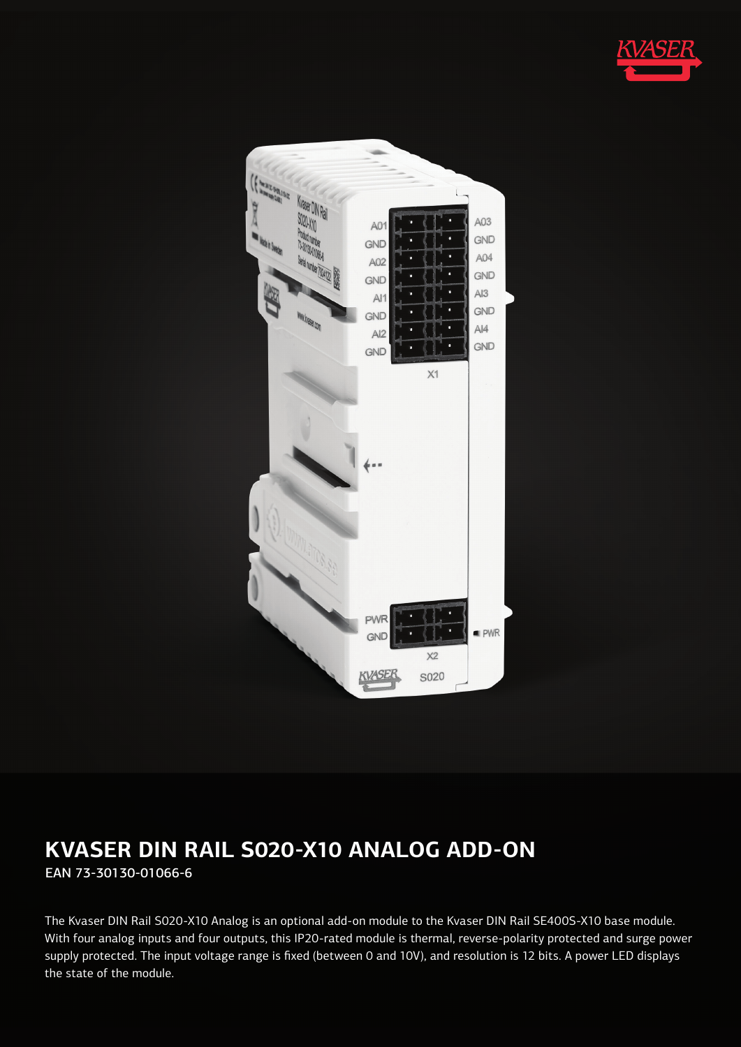# KVASER DIN RAIL S020-X10 ANALOG ADD-ON

EAN 73-30130-01066-6

The Kvaser DIN Rail S020-X10 Analog is an optional add-on module to the Kvaser DIN Rail SE400S-X10 base module. With four analog inputs and four outputs, this IP20-rated module is thermal, reverse-polarity protected and surge power supply protected. The input voltage range is fixed (between 0 and 10V), and resolution is 12 bits. A power LED displays the state of the module.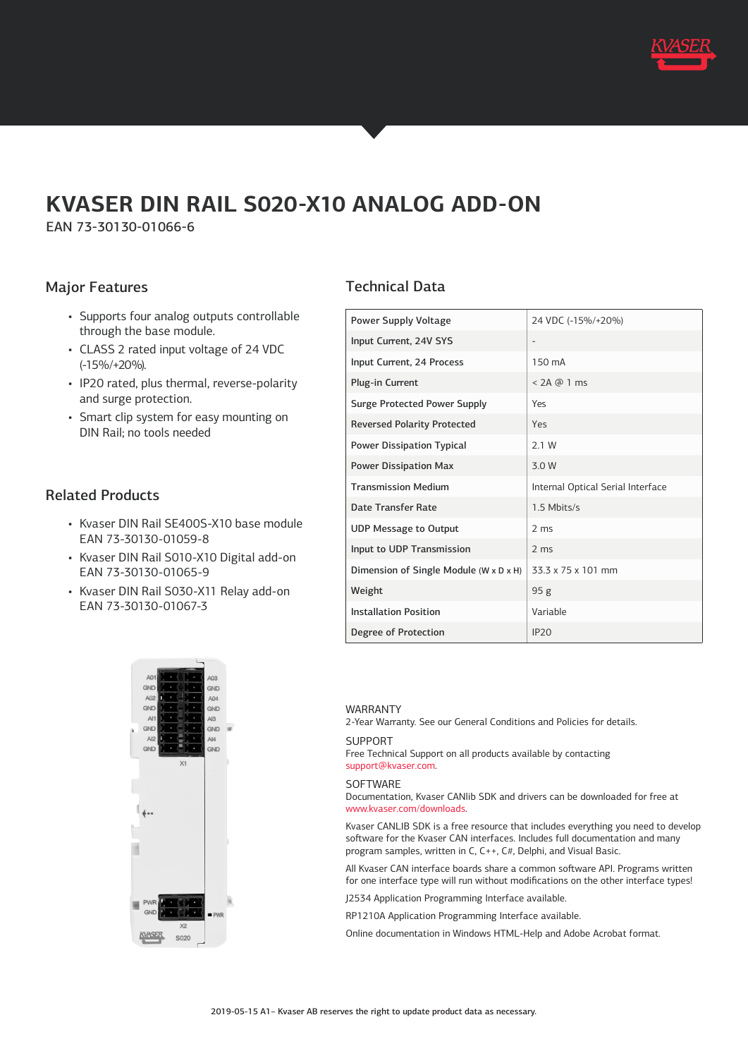# KVASER DIN RAIL S020-X10 ANALOG ADD-ON

EAN 73-30130-01066-6

## Major Features

- Supports four analog outputs controllable through the base module.
- CLASS 2 rated input voltage of 24 VDC (-15%/+20%).
- IP20 rated, plus thermal, reverse-polarity and surge protection.
- Smart clip system for easy mounting on DIN Rail; no tools needed

## Related Products

- Kvaser DIN Rail SE400S-X10 base module EAN 73-30130-01059-8
- Kvaser DIN Rail S010-X10 Digital add-on EAN 73-30130-01065-9
- Kvaser DIN Rail S030-X11 Relay add-on EAN 73-30130-01067-3

## Technical Data

| | |
|---|---|
| Power Supply Voltage | 24 VDC (-15%/+20%) |
| Input Current, 24V SYS | - |
| Input Current, 24 Process | 150 mA |
| Plug-in Current | < 2A @ 1 ms |
| Surge Protected Power Supply | Yes |
| Reversed Polarity Protected | Yes |
| Power Dissipation Typical | 2.1 W |
| Power Dissipation Max | 3.0 W |
| Transmission Medium | Internal Optical Serial Interface |
| Date Transfer Rate | 1.5 Mbits/s |
| UDP Message to Output | 2 ms |
| Input to UDP Transmission | 2 ms |
| Dimension of Single Module (W x D x H) | 33.3 x 75 x 101 mm |
| Weight | 95 g |
| Installation Position | Variable |
| Degree of Protection | IP20 |

WARRANTY
2-Year Warranty. See our General Conditions and Policies for details.

SUPPORT
Free Technical Support on all products available by contacting support@kvaser.com.

SOFTWARE
Documentation, Kvaser CANlib SDK and drivers can be downloaded for free at www.kvaser.com/downloads.

Kvaser CANLIB SDK is a free resource that includes everything you need to develop software for the Kvaser CAN interfaces. Includes full documentation and many program samples, written in C, C++, C#, Delphi, and Visual Basic.

All Kvaser CAN interface boards share a common software API. Programs written for one interface type will run without modifications on the other interface types!

J2534 Application Programming Interface available.

RP1210A Application Programming Interface available.

Online documentation in Windows HTML-Help and Adobe Acrobat format.

2019-05-15 A1– Kvaser AB reserves the right to update product data as necessary.